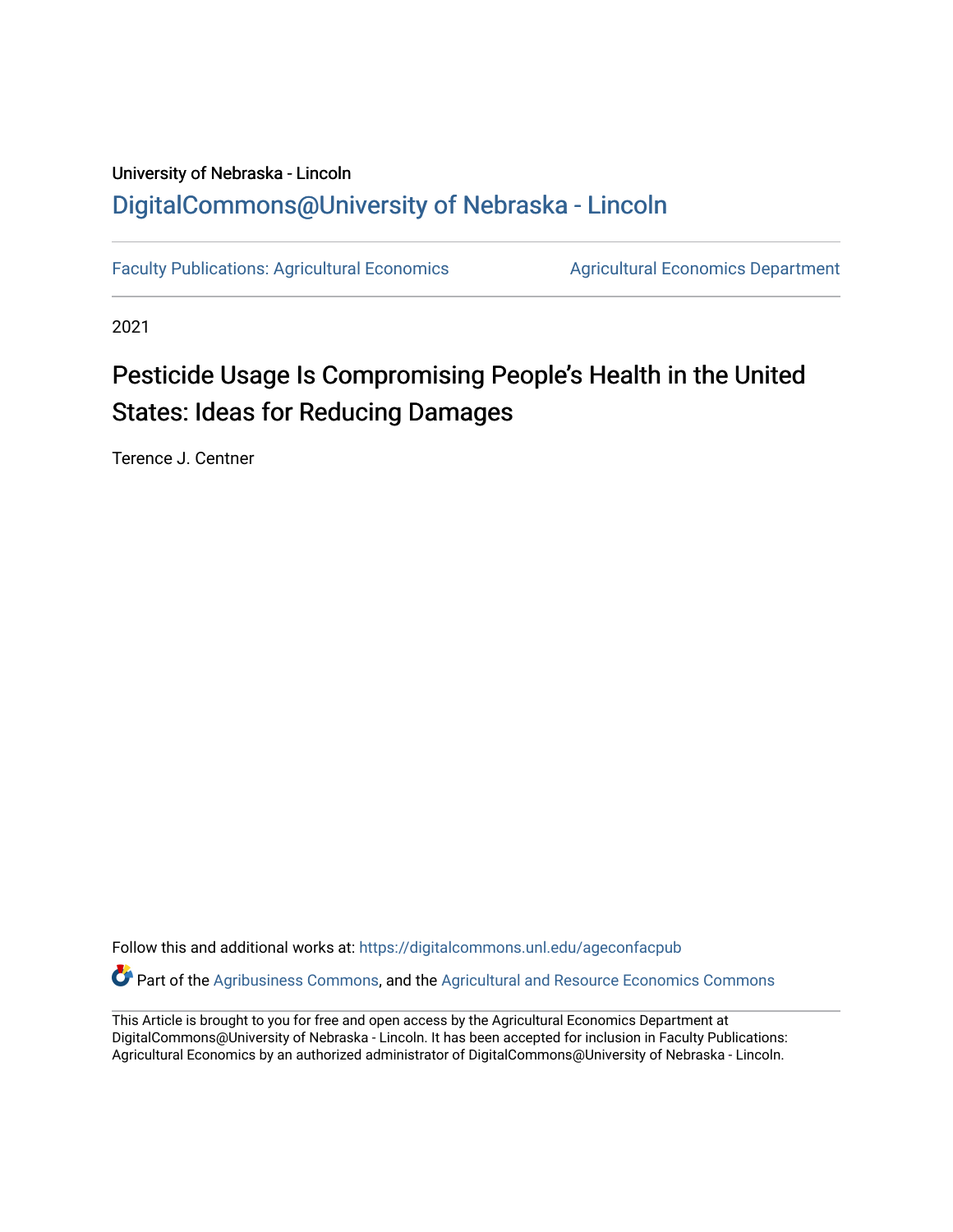University of Nebraska - Lincoln

DigitalCommons@University of Nebraska - Lincoln

Faculty Publications: Agricultural Economics

Agricultural Economics Department

2021

# Pesticide Usage Is Compromising People's Health in the United States: Ideas for Reducing Damages

Terence J. Centner

Follow this and additional works at: https://digitalcommons.unl.edu/ageconfacpub

Part of the Agribusiness Commons, and the Agricultural and Resource Economics Commons

This Article is brought to you for free and open access by the Agricultural Economics Department at DigitalCommons@University of Nebraska - Lincoln. It has been accepted for inclusion in Faculty Publications: Agricultural Economics by an authorized administrator of DigitalCommons@University of Nebraska - Lincoln.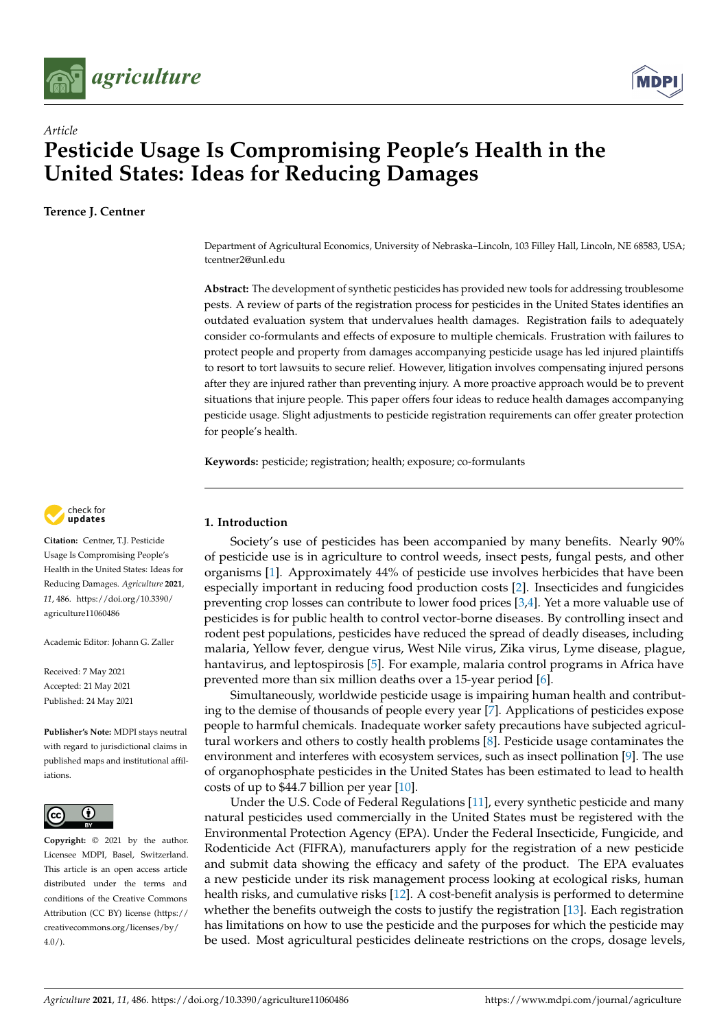*agriculture*

Article

# Pesticide Usage Is Compromising People's Health in the United States: Ideas for Reducing Damages

**Terence J. Centner**

Department of Agricultural Economics, University of Nebraska–Lincoln, 103 Filley Hall, Lincoln, NE 68583, USA; tcentner2@unl.edu

**Abstract:** The development of synthetic pesticides has provided new tools for addressing troublesome pests. A review of parts of the registration process for pesticides in the United States identifies an outdated evaluation system that undervalues health damages. Registration fails to adequately consider co-formulants and effects of exposure to multiple chemicals. Frustration with failures to protect people and property from damages accompanying pesticide usage has led injured plaintiffs to resort to tort lawsuits to secure relief. However, litigation involves compensating injured persons after they are injured rather than preventing injury. A more proactive approach would be to prevent situations that injure people. This paper offers four ideas to reduce health damages accompanying pesticide usage. Slight adjustments to pesticide registration requirements can offer greater protection for people's health.

**Keywords:** pesticide; registration; health; exposure; co-formulants

**Citation:** Centner, T.J. Pesticide Usage Is Compromising People's Health in the United States: Ideas for Reducing Damages. *Agriculture* **2021**, *11*, 486. https://doi.org/10.3390/agriculture11060486

Academic Editor: Johann G. Zaller

Received: 7 May 2021
Accepted: 21 May 2021
Published: 24 May 2021

**Publisher's Note:** MDPI stays neutral with regard to jurisdictional claims in published maps and institutional affiliations.

**Copyright:** © 2021 by the author. Licensee MDPI, Basel, Switzerland. This article is an open access article distributed under the terms and conditions of the Creative Commons Attribution (CC BY) license (https://creativecommons.org/licenses/by/4.0/).

## 1. Introduction

Society's use of pesticides has been accompanied by many benefits. Nearly 90% of pesticide use is in agriculture to control weeds, insect pests, fungal pests, and other organisms [1]. Approximately 44% of pesticide use involves herbicides that have been especially important in reducing food production costs [2]. Insecticides and fungicides preventing crop losses can contribute to lower food prices [3,4]. Yet a more valuable use of pesticides is for public health to control vector-borne diseases. By controlling insect and rodent pest populations, pesticides have reduced the spread of deadly diseases, including malaria, Yellow fever, dengue virus, West Nile virus, Zika virus, Lyme disease, plague, hantavirus, and leptospirosis [5]. For example, malaria control programs in Africa have prevented more than six million deaths over a 15-year period [6].

Simultaneously, worldwide pesticide usage is impairing human health and contributing to the demise of thousands of people every year [7]. Applications of pesticides expose people to harmful chemicals. Inadequate worker safety precautions have subjected agricultural workers and others to costly health problems [8]. Pesticide usage contaminates the environment and interferes with ecosystem services, such as insect pollination [9]. The use of organophosphate pesticides in the United States has been estimated to lead to health costs of up to $44.7 billion per year [10].

Under the U.S. Code of Federal Regulations [11], every synthetic pesticide and many natural pesticides used commercially in the United States must be registered with the Environmental Protection Agency (EPA). Under the Federal Insecticide, Fungicide, and Rodenticide Act (FIFRA), manufacturers apply for the registration of a new pesticide and submit data showing the efficacy and safety of the product. The EPA evaluates a new pesticide under its risk management process looking at ecological risks, human health risks, and cumulative risks [12]. A cost-benefit analysis is performed to determine whether the benefits outweigh the costs to justify the registration [13]. Each registration has limitations on how to use the pesticide and the purposes for which the pesticide may be used. Most agricultural pesticides delineate restrictions on the crops, dosage levels,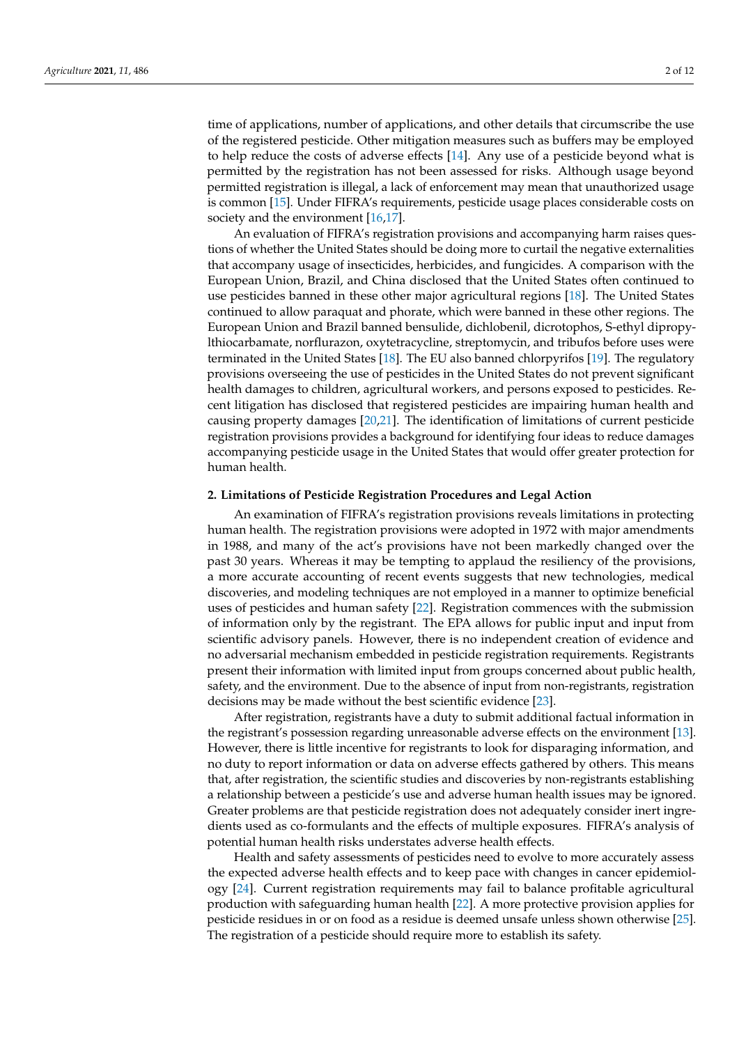time of applications, number of applications, and other details that circumscribe the use of the registered pesticide. Other mitigation measures such as buffers may be employed to help reduce the costs of adverse effects [14]. Any use of a pesticide beyond what is permitted by the registration has not been assessed for risks. Although usage beyond permitted registration is illegal, a lack of enforcement may mean that unauthorized usage is common [15]. Under FIFRA's requirements, pesticide usage places considerable costs on society and the environment [16,17].

An evaluation of FIFRA's registration provisions and accompanying harm raises questions of whether the United States should be doing more to curtail the negative externalities that accompany usage of insecticides, herbicides, and fungicides. A comparison with the European Union, Brazil, and China disclosed that the United States often continued to use pesticides banned in these other major agricultural regions [18]. The United States continued to allow paraquat and phorate, which were banned in these other regions. The European Union and Brazil banned bensulide, dichlobenil, dicrotophos, S-ethyl dipropylthiocarbamate, norflurazon, oxytetracycline, streptomycin, and tribufos before uses were terminated in the United States [18]. The EU also banned chlorpyrifos [19]. The regulatory provisions overseeing the use of pesticides in the United States do not prevent significant health damages to children, agricultural workers, and persons exposed to pesticides. Recent litigation has disclosed that registered pesticides are impairing human health and causing property damages [20,21]. The identification of limitations of current pesticide registration provisions provides a background for identifying four ideas to reduce damages accompanying pesticide usage in the United States that would offer greater protection for human health.

## 2. Limitations of Pesticide Registration Procedures and Legal Action

An examination of FIFRA's registration provisions reveals limitations in protecting human health. The registration provisions were adopted in 1972 with major amendments in 1988, and many of the act's provisions have not been markedly changed over the past 30 years. Whereas it may be tempting to applaud the resiliency of the provisions, a more accurate accounting of recent events suggests that new technologies, medical discoveries, and modeling techniques are not employed in a manner to optimize beneficial uses of pesticides and human safety [22]. Registration commences with the submission of information only by the registrant. The EPA allows for public input and input from scientific advisory panels. However, there is no independent creation of evidence and no adversarial mechanism embedded in pesticide registration requirements. Registrants present their information with limited input from groups concerned about public health, safety, and the environment. Due to the absence of input from non-registrants, registration decisions may be made without the best scientific evidence [23].

After registration, registrants have a duty to submit additional factual information in the registrant's possession regarding unreasonable adverse effects on the environment [13]. However, there is little incentive for registrants to look for disparaging information, and no duty to report information or data on adverse effects gathered by others. This means that, after registration, the scientific studies and discoveries by non-registrants establishing a relationship between a pesticide's use and adverse human health issues may be ignored. Greater problems are that pesticide registration does not adequately consider inert ingredients used as co-formulants and the effects of multiple exposures. FIFRA's analysis of potential human health risks understates adverse health effects.

Health and safety assessments of pesticides need to evolve to more accurately assess the expected adverse health effects and to keep pace with changes in cancer epidemiology [24]. Current registration requirements may fail to balance profitable agricultural production with safeguarding human health [22]. A more protective provision applies for pesticide residues in or on food as a residue is deemed unsafe unless shown otherwise [25]. The registration of a pesticide should require more to establish its safety.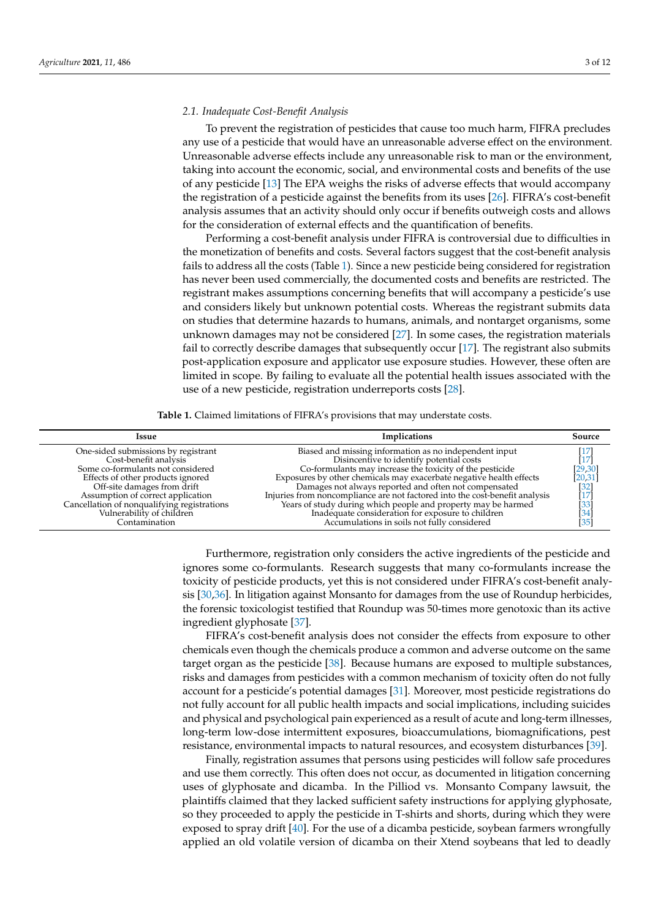### 2.1. Inadequate Cost-Benefit Analysis

To prevent the registration of pesticides that cause too much harm, FIFRA precludes any use of a pesticide that would have an unreasonable adverse effect on the environment. Unreasonable adverse effects include any unreasonable risk to man or the environment, taking into account the economic, social, and environmental costs and benefits of the use of any pesticide [13] The EPA weighs the risks of adverse effects that would accompany the registration of a pesticide against the benefits from its uses [26]. FIFRA's cost-benefit analysis assumes that an activity should only occur if benefits outweigh costs and allows for the consideration of external effects and the quantification of benefits.

Performing a cost-benefit analysis under FIFRA is controversial due to difficulties in the monetization of benefits and costs. Several factors suggest that the cost-benefit analysis fails to address all the costs (Table 1). Since a new pesticide being considered for registration has never been used commercially, the documented costs and benefits are restricted. The registrant makes assumptions concerning benefits that will accompany a pesticide's use and considers likely but unknown potential costs. Whereas the registrant submits data on studies that determine hazards to humans, animals, and nontarget organisms, some unknown damages may not be considered [27]. In some cases, the registration materials fail to correctly describe damages that subsequently occur [17]. The registrant also submits post-application exposure and applicator use exposure studies. However, these often are limited in scope. By failing to evaluate all the potential health issues associated with the use of a new pesticide, registration underreports costs [28].

**Table 1.** Claimed limitations of FIFRA's provisions that may understate costs.

| Issue | Implications | Source |
|---|---|---|
| One-sided submissions by registrant | Biased and missing information as no independent input | [17] |
| Cost-benefit analysis | Disincentive to identify potential costs | [17] |
| Some co-formulants not considered | Co-formulants may increase the toxicity of the pesticide | [29,30] |
| Effects of other products ignored | Exposures by other chemicals may exacerbate negative health effects | [20,31] |
| Off-site damages from drift | Damages not always reported and often not compensated | [32] |
| Assumption of correct application | Injuries from noncompliance are not factored into the cost-benefit analysis | [17] |
| Cancellation of nonqualifying registrations | Years of study during which people and property may be harmed | [33] |
| Vulnerability of children | Inadequate consideration for exposure to children | [34] |
| Contamination | Accumulations in soils not fully considered | [35] |

Furthermore, registration only considers the active ingredients of the pesticide and ignores some co-formulants. Research suggests that many co-formulants increase the toxicity of pesticide products, yet this is not considered under FIFRA's cost-benefit analysis [30,36]. In litigation against Monsanto for damages from the use of Roundup herbicides, the forensic toxicologist testified that Roundup was 50-times more genotoxic than its active ingredient glyphosate [37].

FIFRA's cost-benefit analysis does not consider the effects from exposure to other chemicals even though the chemicals produce a common and adverse outcome on the same target organ as the pesticide [38]. Because humans are exposed to multiple substances, risks and damages from pesticides with a common mechanism of toxicity often do not fully account for a pesticide's potential damages [31]. Moreover, most pesticide registrations do not fully account for all public health impacts and social implications, including suicides and physical and psychological pain experienced as a result of acute and long-term illnesses, long-term low-dose intermittent exposures, bioaccumulations, biomagnifications, pest resistance, environmental impacts to natural resources, and ecosystem disturbances [39].

Finally, registration assumes that persons using pesticides will follow safe procedures and use them correctly. This often does not occur, as documented in litigation concerning uses of glyphosate and dicamba. In the Pilliod vs. Monsanto Company lawsuit, the plaintiffs claimed that they lacked sufficient safety instructions for applying glyphosate, so they proceeded to apply the pesticide in T-shirts and shorts, during which they were exposed to spray drift [40]. For the use of a dicamba pesticide, soybean farmers wrongfully applied an old volatile version of dicamba on their Xtend soybeans that led to deadly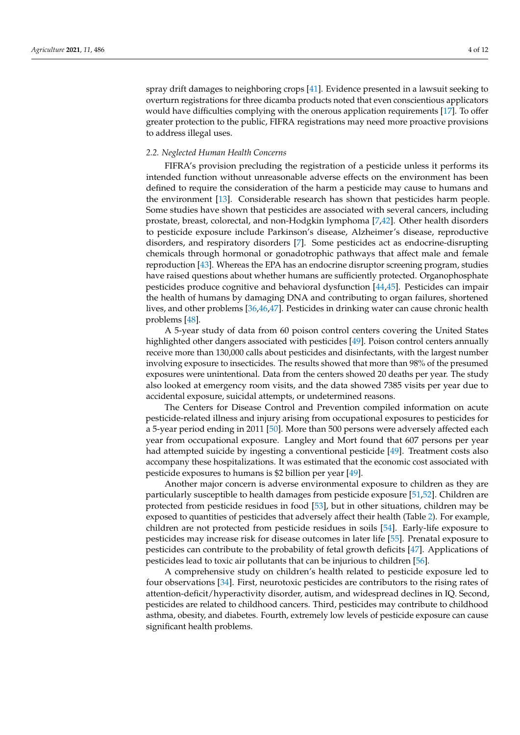spray drift damages to neighboring crops [41]. Evidence presented in a lawsuit seeking to overturn registrations for three dicamba products noted that even conscientious applicators would have difficulties complying with the onerous application requirements [17]. To offer greater protection to the public, FIFRA registrations may need more proactive provisions to address illegal uses.

### 2.2. Neglected Human Health Concerns

FIFRA's provision precluding the registration of a pesticide unless it performs its intended function without unreasonable adverse effects on the environment has been defined to require the consideration of the harm a pesticide may cause to humans and the environment [13]. Considerable research has shown that pesticides harm people. Some studies have shown that pesticides are associated with several cancers, including prostate, breast, colorectal, and non-Hodgkin lymphoma [7,42]. Other health disorders to pesticide exposure include Parkinson's disease, Alzheimer's disease, reproductive disorders, and respiratory disorders [7]. Some pesticides act as endocrine-disrupting chemicals through hormonal or gonadotrophic pathways that affect male and female reproduction [43]. Whereas the EPA has an endocrine disruptor screening program, studies have raised questions about whether humans are sufficiently protected. Organophosphate pesticides produce cognitive and behavioral dysfunction [44,45]. Pesticides can impair the health of humans by damaging DNA and contributing to organ failures, shortened lives, and other problems [36,46,47]. Pesticides in drinking water can cause chronic health problems [48].

A 5-year study of data from 60 poison control centers covering the United States highlighted other dangers associated with pesticides [49]. Poison control centers annually receive more than 130,000 calls about pesticides and disinfectants, with the largest number involving exposure to insecticides. The results showed that more than 98% of the presumed exposures were unintentional. Data from the centers showed 20 deaths per year. The study also looked at emergency room visits, and the data showed 7385 visits per year due to accidental exposure, suicidal attempts, or undetermined reasons.

The Centers for Disease Control and Prevention compiled information on acute pesticide-related illness and injury arising from occupational exposures to pesticides for a 5-year period ending in 2011 [50]. More than 500 persons were adversely affected each year from occupational exposure. Langley and Mort found that 607 persons per year had attempted suicide by ingesting a conventional pesticide [49]. Treatment costs also accompany these hospitalizations. It was estimated that the economic cost associated with pesticide exposures to humans is $2 billion per year [49].

Another major concern is adverse environmental exposure to children as they are particularly susceptible to health damages from pesticide exposure [51,52]. Children are protected from pesticide residues in food [53], but in other situations, children may be exposed to quantities of pesticides that adversely affect their health (Table 2). For example, children are not protected from pesticide residues in soils [54]. Early-life exposure to pesticides may increase risk for disease outcomes in later life [55]. Prenatal exposure to pesticides can contribute to the probability of fetal growth deficits [47]. Applications of pesticides lead to toxic air pollutants that can be injurious to children [56].

A comprehensive study on children's health related to pesticide exposure led to four observations [34]. First, neurotoxic pesticides are contributors to the rising rates of attention-deficit/hyperactivity disorder, autism, and widespread declines in IQ. Second, pesticides are related to childhood cancers. Third, pesticides may contribute to childhood asthma, obesity, and diabetes. Fourth, extremely low levels of pesticide exposure can cause significant health problems.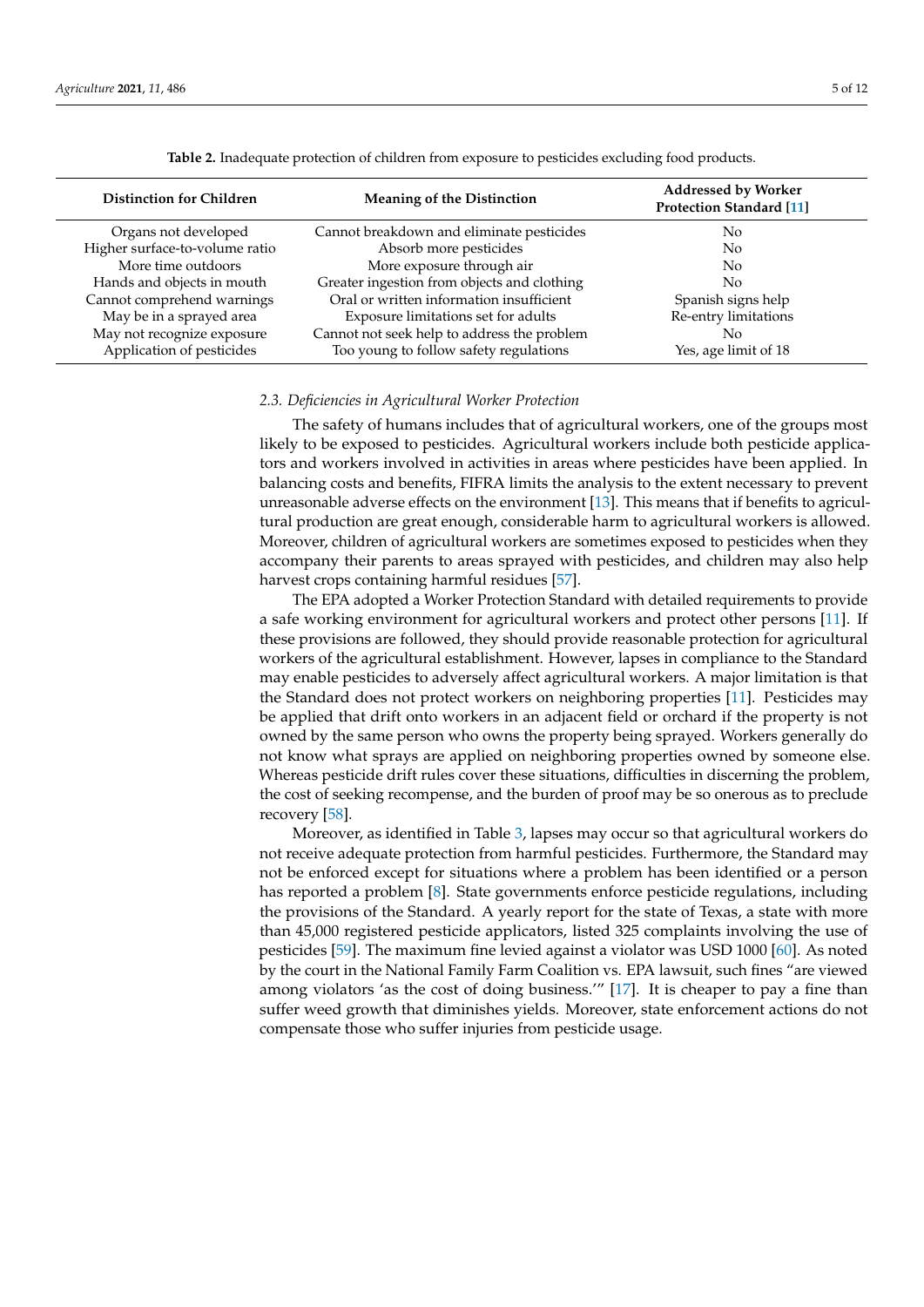**Table 2.** Inadequate protection of children from exposure to pesticides excluding food products.

| Distinction for Children | Meaning of the Distinction | Addressed by Worker Protection Standard [11] |
|---|---|---|
| Organs not developed | Cannot breakdown and eliminate pesticides | No |
| Higher surface-to-volume ratio | Absorb more pesticides | No |
| More time outdoors | More exposure through air | No |
| Hands and objects in mouth | Greater ingestion from objects and clothing | No |
| Cannot comprehend warnings | Oral or written information insufficient | Spanish signs help |
| May be in a sprayed area | Exposure limitations set for adults | Re-entry limitations |
| May not recognize exposure | Cannot not seek help to address the problem | No |
| Application of pesticides | Too young to follow safety regulations | Yes, age limit of 18 |

### 2.3. Deficiencies in Agricultural Worker Protection

The safety of humans includes that of agricultural workers, one of the groups most likely to be exposed to pesticides. Agricultural workers include both pesticide applicators and workers involved in activities in areas where pesticides have been applied. In balancing costs and benefits, FIFRA limits the analysis to the extent necessary to prevent unreasonable adverse effects on the environment [13]. This means that if benefits to agricultural production are great enough, considerable harm to agricultural workers is allowed. Moreover, children of agricultural workers are sometimes exposed to pesticides when they accompany their parents to areas sprayed with pesticides, and children may also help harvest crops containing harmful residues [57].

The EPA adopted a Worker Protection Standard with detailed requirements to provide a safe working environment for agricultural workers and protect other persons [11]. If these provisions are followed, they should provide reasonable protection for agricultural workers of the agricultural establishment. However, lapses in compliance to the Standard may enable pesticides to adversely affect agricultural workers. A major limitation is that the Standard does not protect workers on neighboring properties [11]. Pesticides may be applied that drift onto workers in an adjacent field or orchard if the property is not owned by the same person who owns the property being sprayed. Workers generally do not know what sprays are applied on neighboring properties owned by someone else. Whereas pesticide drift rules cover these situations, difficulties in discerning the problem, the cost of seeking recompense, and the burden of proof may be so onerous as to preclude recovery [58].

Moreover, as identified in Table 3, lapses may occur so that agricultural workers do not receive adequate protection from harmful pesticides. Furthermore, the Standard may not be enforced except for situations where a problem has been identified or a person has reported a problem [8]. State governments enforce pesticide regulations, including the provisions of the Standard. A yearly report for the state of Texas, a state with more than 45,000 registered pesticide applicators, listed 325 complaints involving the use of pesticides [59]. The maximum fine levied against a violator was USD 1000 [60]. As noted by the court in the National Family Farm Coalition vs. EPA lawsuit, such fines "are viewed among violators 'as the cost of doing business.'" [17]. It is cheaper to pay a fine than suffer weed growth that diminishes yields. Moreover, state enforcement actions do not compensate those who suffer injuries from pesticide usage.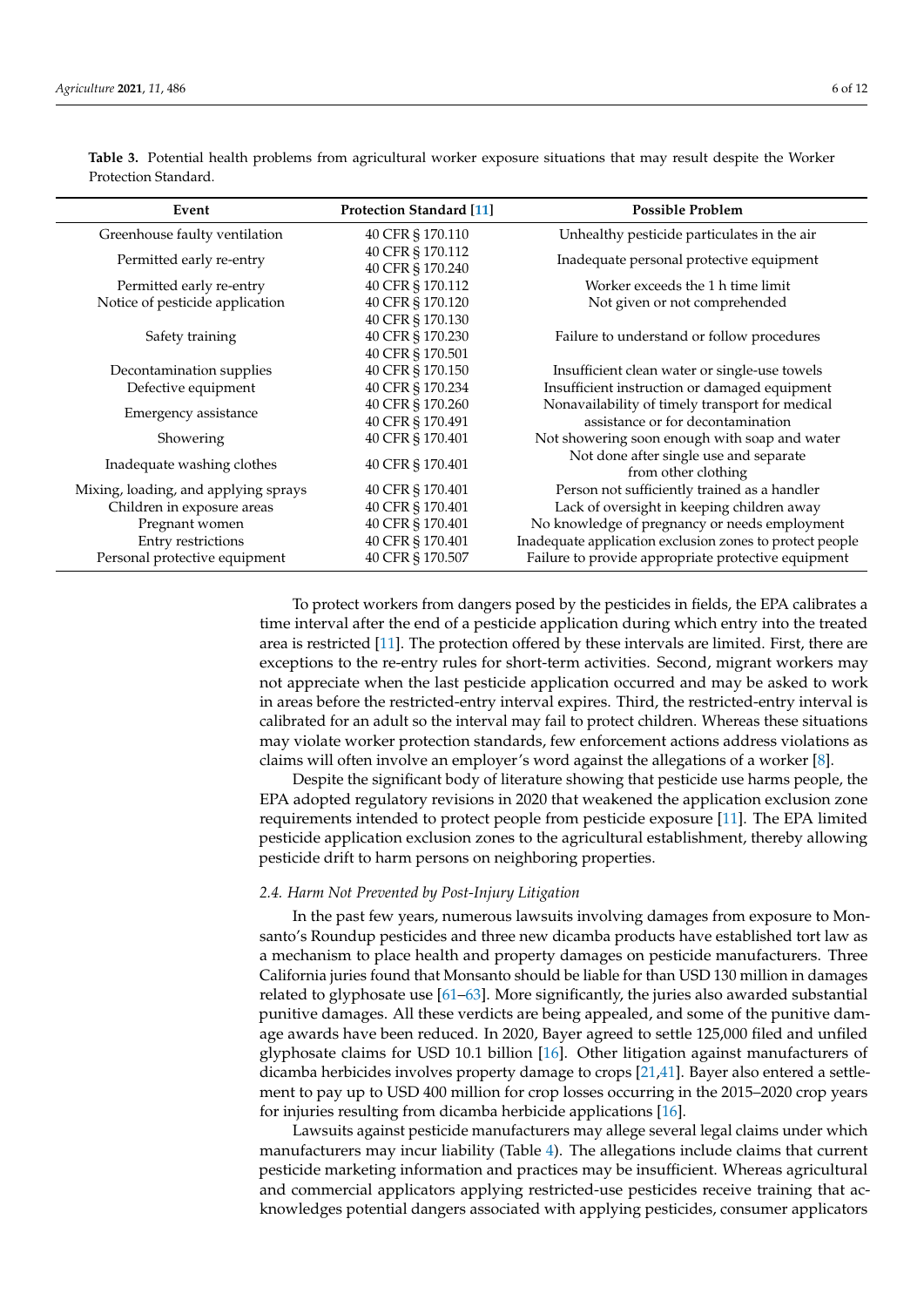**Table 3.** Potential health problems from agricultural worker exposure situations that may result despite the Worker Protection Standard.

| Event | Protection Standard [11] | Possible Problem |
|---|---|---|
| Greenhouse faulty ventilation | 40 CFR § 170.110 | Unhealthy pesticide particulates in the air |
| Permitted early re-entry | 40 CFR § 170.112<br>40 CFR § 170.240 | Inadequate personal protective equipment |
| Permitted early re-entry | 40 CFR § 170.112 | Worker exceeds the 1 h time limit |
| Notice of pesticide application | 40 CFR § 170.120 | Not given or not comprehended |
| Safety training | 40 CFR § 170.130<br>40 CFR § 170.230<br>40 CFR § 170.501 | Failure to understand or follow procedures |
| Decontamination supplies | 40 CFR § 170.150 | Insufficient clean water or single-use towels |
| Defective equipment | 40 CFR § 170.234 | Insufficient instruction or damaged equipment |
| Emergency assistance | 40 CFR § 170.260<br>40 CFR § 170.491 | Nonavailability of timely transport for medical assistance or for decontamination |
| Showering | 40 CFR § 170.401 | Not showering soon enough with soap and water |
| Inadequate washing clothes | 40 CFR § 170.401 | Not done after single use and separate from other clothing |
| Mixing, loading, and applying sprays | 40 CFR § 170.401 | Person not sufficiently trained as a handler |
| Children in exposure areas | 40 CFR § 170.401 | Lack of oversight in keeping children away |
| Pregnant women | 40 CFR § 170.401 | No knowledge of pregnancy or needs employment |
| Entry restrictions | 40 CFR § 170.401 | Inadequate application exclusion zones to protect people |
| Personal protective equipment | 40 CFR § 170.507 | Failure to provide appropriate protective equipment |

To protect workers from dangers posed by the pesticides in fields, the EPA calibrates a time interval after the end of a pesticide application during which entry into the treated area is restricted [11]. The protection offered by these intervals are limited. First, there are exceptions to the re-entry rules for short-term activities. Second, migrant workers may not appreciate when the last pesticide application occurred and may be asked to work in areas before the restricted-entry interval expires. Third, the restricted-entry interval is calibrated for an adult so the interval may fail to protect children. Whereas these situations may violate worker protection standards, few enforcement actions address violations as claims will often involve an employer's word against the allegations of a worker [8].

Despite the significant body of literature showing that pesticide use harms people, the EPA adopted regulatory revisions in 2020 that weakened the application exclusion zone requirements intended to protect people from pesticide exposure [11]. The EPA limited pesticide application exclusion zones to the agricultural establishment, thereby allowing pesticide drift to harm persons on neighboring properties.

### 2.4. Harm Not Prevented by Post-Injury Litigation

In the past few years, numerous lawsuits involving damages from exposure to Monsanto's Roundup pesticides and three new dicamba products have established tort law as a mechanism to place health and property damages on pesticide manufacturers. Three California juries found that Monsanto should be liable for than USD 130 million in damages related to glyphosate use [61–63]. More significantly, the juries also awarded substantial punitive damages. All these verdicts are being appealed, and some of the punitive damage awards have been reduced. In 2020, Bayer agreed to settle 125,000 filed and unfiled glyphosate claims for USD 10.1 billion [16]. Other litigation against manufacturers of dicamba herbicides involves property damage to crops [21,41]. Bayer also entered a settlement to pay up to USD 400 million for crop losses occurring in the 2015–2020 crop years for injuries resulting from dicamba herbicide applications [16].

Lawsuits against pesticide manufacturers may allege several legal claims under which manufacturers may incur liability (Table 4). The allegations include claims that current pesticide marketing information and practices may be insufficient. Whereas agricultural and commercial applicators applying restricted-use pesticides receive training that acknowledges potential dangers associated with applying pesticides, consumer applicators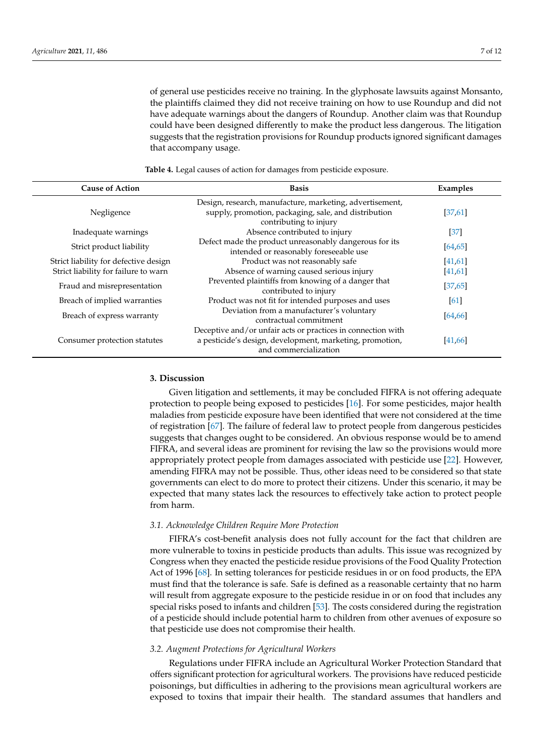of general use pesticides receive no training. In the glyphosate lawsuits against Monsanto, the plaintiffs claimed they did not receive training on how to use Roundup and did not have adequate warnings about the dangers of Roundup. Another claim was that Roundup could have been designed differently to make the product less dangerous. The litigation suggests that the registration provisions for Roundup products ignored significant damages that accompany usage.

**Table 4.** Legal causes of action for damages from pesticide exposure.

| Cause of Action | Basis | Examples |
| --- | --- | --- |
| Negligence | Design, research, manufacture, marketing, advertisement, supply, promotion, packaging, sale, and distribution contributing to injury | [37,61] |
| Inadequate warnings | Absence contributed to injury | [37] |
| Strict product liability | Defect made the product unreasonably dangerous for its intended or reasonably foreseeable use | [64,65] |
| Strict liability for defective design | Product was not reasonably safe | [41,61] |
| Strict liability for failure to warn | Absence of warning caused serious injury | [41,61] |
| Fraud and misrepresentation | Prevented plaintiffs from knowing of a danger that contributed to injury | [37,65] |
| Breach of implied warranties | Product was not fit for intended purposes and uses | [61] |
| Breach of express warranty | Deviation from a manufacturer's voluntary contractual commitment | [64,66] |
| Consumer protection statutes | Deceptive and/or unfair acts or practices in connection with a pesticide's design, development, marketing, promotion, and commercialization | [41,66] |

## 3. Discussion

Given litigation and settlements, it may be concluded FIFRA is not offering adequate protection to people being exposed to pesticides [16]. For some pesticides, major health maladies from pesticide exposure have been identified that were not considered at the time of registration [67]. The failure of federal law to protect people from dangerous pesticides suggests that changes ought to be considered. An obvious response would be to amend FIFRA, and several ideas are prominent for revising the law so the provisions would more appropriately protect people from damages associated with pesticide use [22]. However, amending FIFRA may not be possible. Thus, other ideas need to be considered so that state governments can elect to do more to protect their citizens. Under this scenario, it may be expected that many states lack the resources to effectively take action to protect people from harm.

### *3.1. Acknowledge Children Require More Protection*

FIFRA's cost-benefit analysis does not fully account for the fact that children are more vulnerable to toxins in pesticide products than adults. This issue was recognized by Congress when they enacted the pesticide residue provisions of the Food Quality Protection Act of 1996 [68]. In setting tolerances for pesticide residues in or on food products, the EPA must find that the tolerance is safe. Safe is defined as a reasonable certainty that no harm will result from aggregate exposure to the pesticide residue in or on food that includes any special risks posed to infants and children [53]. The costs considered during the registration of a pesticide should include potential harm to children from other avenues of exposure so that pesticide use does not compromise their health.

### *3.2. Augment Protections for Agricultural Workers*

Regulations under FIFRA include an Agricultural Worker Protection Standard that offers significant protection for agricultural workers. The provisions have reduced pesticide poisonings, but difficulties in adhering to the provisions mean agricultural workers are exposed to toxins that impair their health. The standard assumes that handlers and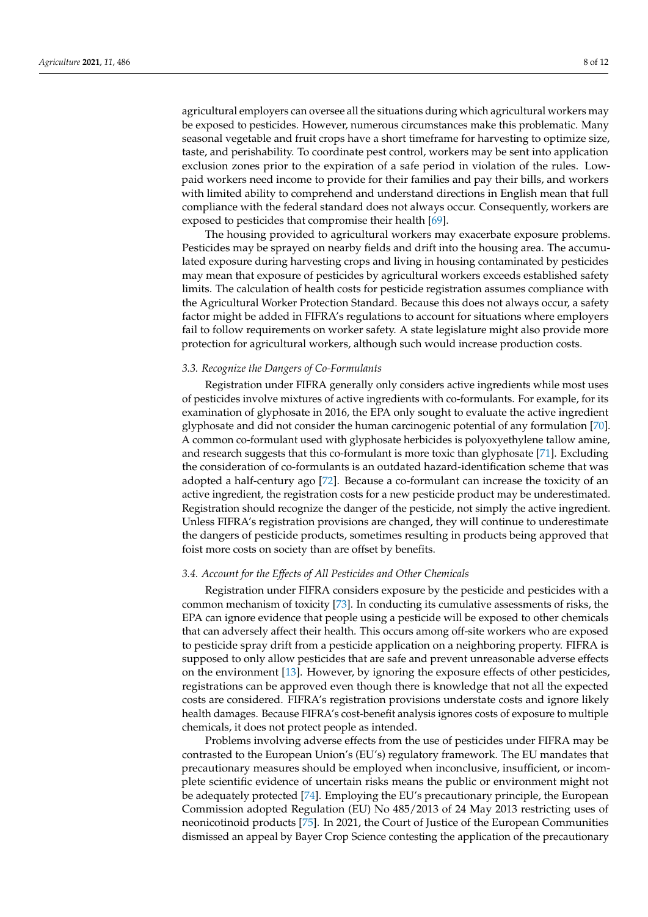agricultural employers can oversee all the situations during which agricultural workers may be exposed to pesticides. However, numerous circumstances make this problematic. Many seasonal vegetable and fruit crops have a short timeframe for harvesting to optimize size, taste, and perishability. To coordinate pest control, workers may be sent into application exclusion zones prior to the expiration of a safe period in violation of the rules. Low-paid workers need income to provide for their families and pay their bills, and workers with limited ability to comprehend and understand directions in English mean that full compliance with the federal standard does not always occur. Consequently, workers are exposed to pesticides that compromise their health [69].

The housing provided to agricultural workers may exacerbate exposure problems. Pesticides may be sprayed on nearby fields and drift into the housing area. The accumulated exposure during harvesting crops and living in housing contaminated by pesticides may mean that exposure of pesticides by agricultural workers exceeds established safety limits. The calculation of health costs for pesticide registration assumes compliance with the Agricultural Worker Protection Standard. Because this does not always occur, a safety factor might be added in FIFRA's regulations to account for situations where employers fail to follow requirements on worker safety. A state legislature might also provide more protection for agricultural workers, although such would increase production costs.

### *3.3. Recognize the Dangers of Co-Formulants*

Registration under FIFRA generally only considers active ingredients while most uses of pesticides involve mixtures of active ingredients with co-formulants. For example, for its examination of glyphosate in 2016, the EPA only sought to evaluate the active ingredient glyphosate and did not consider the human carcinogenic potential of any formulation [70]. A common co-formulant used with glyphosate herbicides is polyoxyethylene tallow amine, and research suggests that this co-formulant is more toxic than glyphosate [71]. Excluding the consideration of co-formulants is an outdated hazard-identification scheme that was adopted a half-century ago [72]. Because a co-formulant can increase the toxicity of an active ingredient, the registration costs for a new pesticide product may be underestimated. Registration should recognize the danger of the pesticide, not simply the active ingredient. Unless FIFRA's registration provisions are changed, they will continue to underestimate the dangers of pesticide products, sometimes resulting in products being approved that foist more costs on society than are offset by benefits.

### *3.4. Account for the Effects of All Pesticides and Other Chemicals*

Registration under FIFRA considers exposure by the pesticide and pesticides with a common mechanism of toxicity [73]. In conducting its cumulative assessments of risks, the EPA can ignore evidence that people using a pesticide will be exposed to other chemicals that can adversely affect their health. This occurs among off-site workers who are exposed to pesticide spray drift from a pesticide application on a neighboring property. FIFRA is supposed to only allow pesticides that are safe and prevent unreasonable adverse effects on the environment [13]. However, by ignoring the exposure effects of other pesticides, registrations can be approved even though there is knowledge that not all the expected costs are considered. FIFRA's registration provisions understate costs and ignore likely health damages. Because FIFRA's cost-benefit analysis ignores costs of exposure to multiple chemicals, it does not protect people as intended.

Problems involving adverse effects from the use of pesticides under FIFRA may be contrasted to the European Union's (EU's) regulatory framework. The EU mandates that precautionary measures should be employed when inconclusive, insufficient, or incomplete scientific evidence of uncertain risks means the public or environment might not be adequately protected [74]. Employing the EU's precautionary principle, the European Commission adopted Regulation (EU) No 485/2013 of 24 May 2013 restricting uses of neonicotinoid products [75]. In 2021, the Court of Justice of the European Communities dismissed an appeal by Bayer Crop Science contesting the application of the precautionary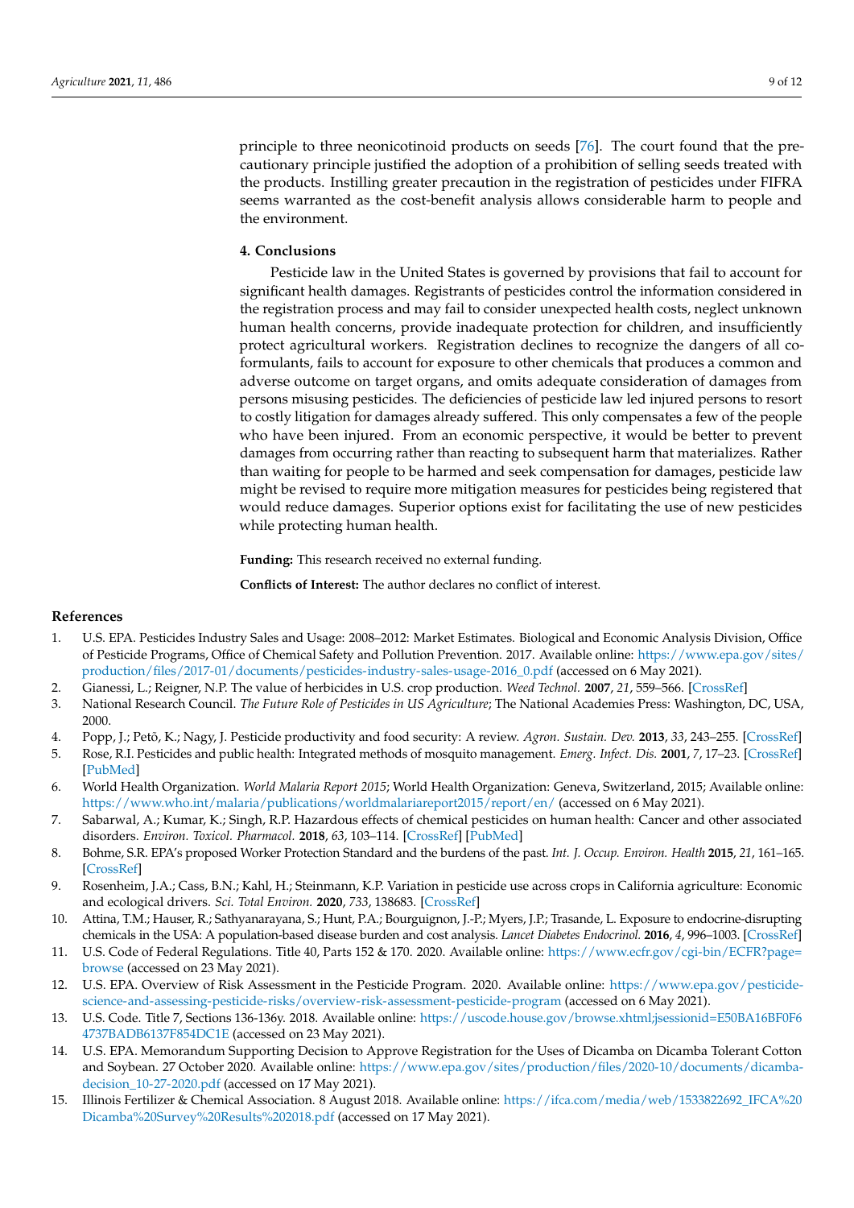principle to three neonicotinoid products on seeds [76]. The court found that the precautionary principle justified the adoption of a prohibition of selling seeds treated with the products. Instilling greater precaution in the registration of pesticides under FIFRA seems warranted as the cost-benefit analysis allows considerable harm to people and the environment.

## 4. Conclusions

Pesticide law in the United States is governed by provisions that fail to account for significant health damages. Registrants of pesticides control the information considered in the registration process and may fail to consider unexpected health costs, neglect unknown human health concerns, provide inadequate protection for children, and insufficiently protect agricultural workers. Registration declines to recognize the dangers of all co-formulants, fails to account for exposure to other chemicals that produces a common and adverse outcome on target organs, and omits adequate consideration of damages from persons misusing pesticides. The deficiencies of pesticide law led injured persons to resort to costly litigation for damages already suffered. This only compensates a few of the people who have been injured. From an economic perspective, it would be better to prevent damages from occurring rather than reacting to subsequent harm that materializes. Rather than waiting for people to be harmed and seek compensation for damages, pesticide law might be revised to require more mitigation measures for pesticides being registered that would reduce damages. Superior options exist for facilitating the use of new pesticides while protecting human health.

**Funding:** This research received no external funding.

**Conflicts of Interest:** The author declares no conflict of interest.

## References

1. U.S. EPA. Pesticides Industry Sales and Usage: 2008–2012: Market Estimates. Biological and Economic Analysis Division, Office of Pesticide Programs, Office of Chemical Safety and Pollution Prevention. 2017. Available online: https://www.epa.gov/sites/production/files/2017-01/documents/pesticides-industry-sales-usage-2016_0.pdf (accessed on 6 May 2021).
2. Gianessi, L.; Reigner, N.P. The value of herbicides in U.S. crop production. *Weed Technol.* **2007**, *21*, 559–566. [CrossRef]
3. National Research Council. *The Future Role of Pesticides in US Agriculture*; The National Academies Press: Washington, DC, USA, 2000.
4. Popp, J.; Petõ, K.; Nagy, J. Pesticide productivity and food security: A review. *Agron. Sustain. Dev.* **2013**, *33*, 243–255. [CrossRef]
5. Rose, R.I. Pesticides and public health: Integrated methods of mosquito management. *Emerg. Infect. Dis.* **2001**, *7*, 17–23. [CrossRef] [PubMed]
6. World Health Organization. *World Malaria Report 2015*; World Health Organization: Geneva, Switzerland, 2015; Available online: https://www.who.int/malaria/publications/worldmalariareport2015/report/en/ (accessed on 6 May 2021).
7. Sabarwal, A.; Kumar, K.; Singh, R.P. Hazardous effects of chemical pesticides on human health: Cancer and other associated disorders. *Environ. Toxicol. Pharmacol.* **2018**, *63*, 103–114. [CrossRef] [PubMed]
8. Bohme, S.R. EPA's proposed Worker Protection Standard and the burdens of the past. *Int. J. Occup. Environ. Health* **2015**, *21*, 161–165. [CrossRef]
9. Rosenheim, J.A.; Cass, B.N.; Kahl, H.; Steinmann, K.P. Variation in pesticide use across crops in California agriculture: Economic and ecological drivers. *Sci. Total Environ.* **2020**, *733*, 138683. [CrossRef]
10. Attina, T.M.; Hauser, R.; Sathyanarayana, S.; Hunt, P.A.; Bourguignon, J.-P.; Myers, J.P.; Trasande, L. Exposure to endocrine-disrupting chemicals in the USA: A population-based disease burden and cost analysis. *Lancet Diabetes Endocrinol.* **2016**, *4*, 996–1003. [CrossRef]
11. U.S. Code of Federal Regulations. Title 40, Parts 152 & 170. 2020. Available online: https://www.ecfr.gov/cgi-bin/ECFR?page=browse (accessed on 23 May 2021).
12. U.S. EPA. Overview of Risk Assessment in the Pesticide Program. 2020. Available online: https://www.epa.gov/pesticide-science-and-assessing-pesticide-risks/overview-risk-assessment-pesticide-program (accessed on 6 May 2021).
13. U.S. Code. Title 7, Sections 136-136y. 2018. Available online: https://uscode.house.gov/browse.xhtml;jsessionid=E50BA16BF0F64737BADB6137F854DC1E (accessed on 23 May 2021).
14. U.S. EPA. Memorandum Supporting Decision to Approve Registration for the Uses of Dicamba on Dicamba Tolerant Cotton and Soybean. 27 October 2020. Available online: https://www.epa.gov/sites/production/files/2020-10/documents/dicamba-decision_10-27-2020.pdf (accessed on 17 May 2021).
15. Illinois Fertilizer & Chemical Association. 8 August 2018. Available online: https://ifca.com/media/web/1533822692_IFCA%20Dicamba%20Survey%20Results%202018.pdf (accessed on 17 May 2021).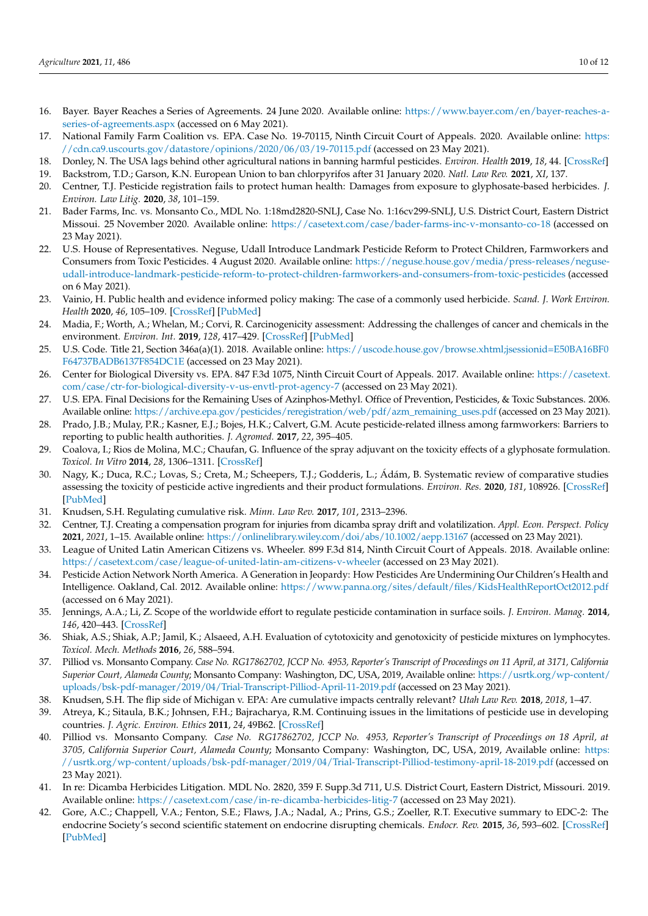16. Bayer. Bayer Reaches a Series of Agreements. 24 June 2020. Available online: https://www.bayer.com/en/bayer-reaches-a-series-of-agreements.aspx (accessed on 6 May 2021).
17. National Family Farm Coalition vs. EPA. Case No. 19-70115, Ninth Circuit Court of Appeals. 2020. Available online: https://cdn.ca9.uscourts.gov/datastore/opinions/2020/06/03/19-70115.pdf (accessed on 23 May 2021).
18. Donley, N. The USA lags behind other agricultural nations in banning harmful pesticides. *Environ. Health* **2019**, *18*, 44. [CrossRef]
19. Backstrom, T.D.; Garson, K.N. European Union to ban chlorpyrifos after 31 January 2020. *Natl. Law Rev.* **2021**, *XI*, 137.
20. Centner, T.J. Pesticide registration fails to protect human health: Damages from exposure to glyphosate-based herbicides. *J. Environ. Law Litig.* **2020**, *38*, 101–159.
21. Bader Farms, Inc. vs. Monsanto Co., MDL No. 1:18md2820-SNLJ, Case No. 1:16cv299-SNLJ, U.S. District Court, Eastern District Missoui. 25 November 2020. Available online: https://casetext.com/case/bader-farms-inc-v-monsanto-co-18 (accessed on 23 May 2021).
22. U.S. House of Representatives. Neguse, Udall Introduce Landmark Pesticide Reform to Protect Children, Farmworkers and Consumers from Toxic Pesticides. 4 August 2020. Available online: https://neguse.house.gov/media/press-releases/neguse-udall-introduce-landmark-pesticide-reform-to-protect-children-farmworkers-and-consumers-from-toxic-pesticides (accessed on 6 May 2021).
23. Vainio, H. Public health and evidence informed policy making: The case of a commonly used herbicide. *Scand. J. Work Environ. Health* **2020**, *46*, 105–109. [CrossRef] [PubMed]
24. Madia, F.; Worth, A.; Whelan, M.; Corvi, R. Carcinogenicity assessment: Addressing the challenges of cancer and chemicals in the environment. *Environ. Int.* **2019**, *128*, 417–429. [CrossRef] [PubMed]
25. U.S. Code. Title 21, Section 346a(a)(1). 2018. Available online: https://uscode.house.gov/browse.xhtml;jsessionid=E50BA16BF0F64737BADB6137F854DC1E (accessed on 23 May 2021).
26. Center for Biological Diversity vs. EPA. 847 F.3d 1075, Ninth Circuit Court of Appeals. 2017. Available online: https://casetext.com/case/ctr-for-biological-diversity-v-us-envtl-prot-agency-7 (accessed on 23 May 2021).
27. U.S. EPA. Final Decisions for the Remaining Uses of Azinphos-Methyl. Office of Prevention, Pesticides, & Toxic Substances. 2006. Available online: https://archive.epa.gov/pesticides/reregistration/web/pdf/azm_remaining_uses.pdf (accessed on 23 May 2021).
28. Prado, J.B.; Mulay, P.R.; Kasner, E.J.; Bojes, H.K.; Calvert, G.M. Acute pesticide-related illness among farmworkers: Barriers to reporting to public health authorities. *J. Agromed.* **2017**, *22*, 395–405.
29. Coalova, I.; Rios de Molina, M.C.; Chaufan, G. Influence of the spray adjuvant on the toxicity effects of a glyphosate formulation. *Toxicol. In Vitro* **2014**, *28*, 1306–1311. [CrossRef]
30. Nagy, K.; Duca, R.C.; Lovas, S.; Creta, M.; Scheepers, T.J.; Godderis, L.; Ádám, B. Systematic review of comparative studies assessing the toxicity of pesticide active ingredients and their product formulations. *Environ. Res.* **2020**, *181*, 108926. [CrossRef] [PubMed]
31. Knudsen, S.H. Regulating cumulative risk. *Minn. Law Rev.* **2017**, *101*, 2313–2396.
32. Centner, T.J. Creating a compensation program for injuries from dicamba spray drift and volatilization. *Appl. Econ. Perspect. Policy* **2021**, *2021*, 1–15. Available online: https://onlinelibrary.wiley.com/doi/abs/10.1002/aepp.13167 (accessed on 23 May 2021).
33. League of United Latin American Citizens vs. Wheeler. 899 F.3d 814, Ninth Circuit Court of Appeals. 2018. Available online: https://casetext.com/case/league-of-united-latin-am-citizens-v-wheeler (accessed on 23 May 2021).
34. Pesticide Action Network North America. A Generation in Jeopardy: How Pesticides Are Undermining Our Children's Health and Intelligence. Oakland, Cal. 2012. Available online: https://www.panna.org/sites/default/files/KidsHealthReportOct2012.pdf (accessed on 6 May 2021).
35. Jennings, A.A.; Li, Z. Scope of the worldwide effort to regulate pesticide contamination in surface soils. *J. Environ. Manag.* **2014**, *146*, 420–443. [CrossRef]
36. Shiak, A.S.; Shiak, A.P.; Jamil, K.; Alsaeed, A.H. Evaluation of cytotoxicity and genotoxicity of pesticide mixtures on lymphocytes. *Toxicol. Mech. Methods* **2016**, *26*, 588–594.
37. Pilliod vs. Monsanto Company. *Case No. RG17862702, JCCP No. 4953, Reporter's Transcript of Proceedings on 11 April, at 3171, California Superior Court, Alameda County*; Monsanto Company: Washington, DC, USA, 2019, Available online: https://usrtk.org/wp-content/uploads/bsk-pdf-manager/2019/04/Trial-Transcript-Pilliod-April-11-2019.pdf (accessed on 23 May 2021).
38. Knudsen, S.H. The flip side of Michigan v. EPA: Are cumulative impacts centrally relevant? *Utah Law Rev.* **2018**, *2018*, 1–47.
39. Atreya, K.; Sitaula, B.K.; Johnsen, F.H.; Bajracharya, R.M. Continuing issues in the limitations of pesticide use in developing countries. *J. Agric. Environ. Ethics* **2011**, *24*, 49B62. [CrossRef]
40. Pilliod vs. Monsanto Company. *Case No. RG17862702, JCCP No. 4953, Reporter's Transcript of Proceedings on 18 April, at 3705, California Superior Court, Alameda County*; Monsanto Company: Washington, DC, USA, 2019, Available online: https://usrtk.org/wp-content/uploads/bsk-pdf-manager/2019/04/Trial-Transcript-Pilliod-testimony-april-18-2019.pdf (accessed on 23 May 2021).
41. In re: Dicamba Herbicides Litigation. MDL No. 2820, 359 F. Supp.3d 711, U.S. District Court, Eastern District, Missouri. 2019. Available online: https://casetext.com/case/in-re-dicamba-herbicides-litig-7 (accessed on 23 May 2021).
42. Gore, A.C.; Chappell, V.A.; Fenton, S.E.; Flaws, J.A.; Nadal, A.; Prins, G.S.; Zoeller, R.T. Executive summary to EDC-2: The endocrine Society's second scientific statement on endocrine disrupting chemicals. *Endocr. Rev.* **2015**, *36*, 593–602. [CrossRef] [PubMed]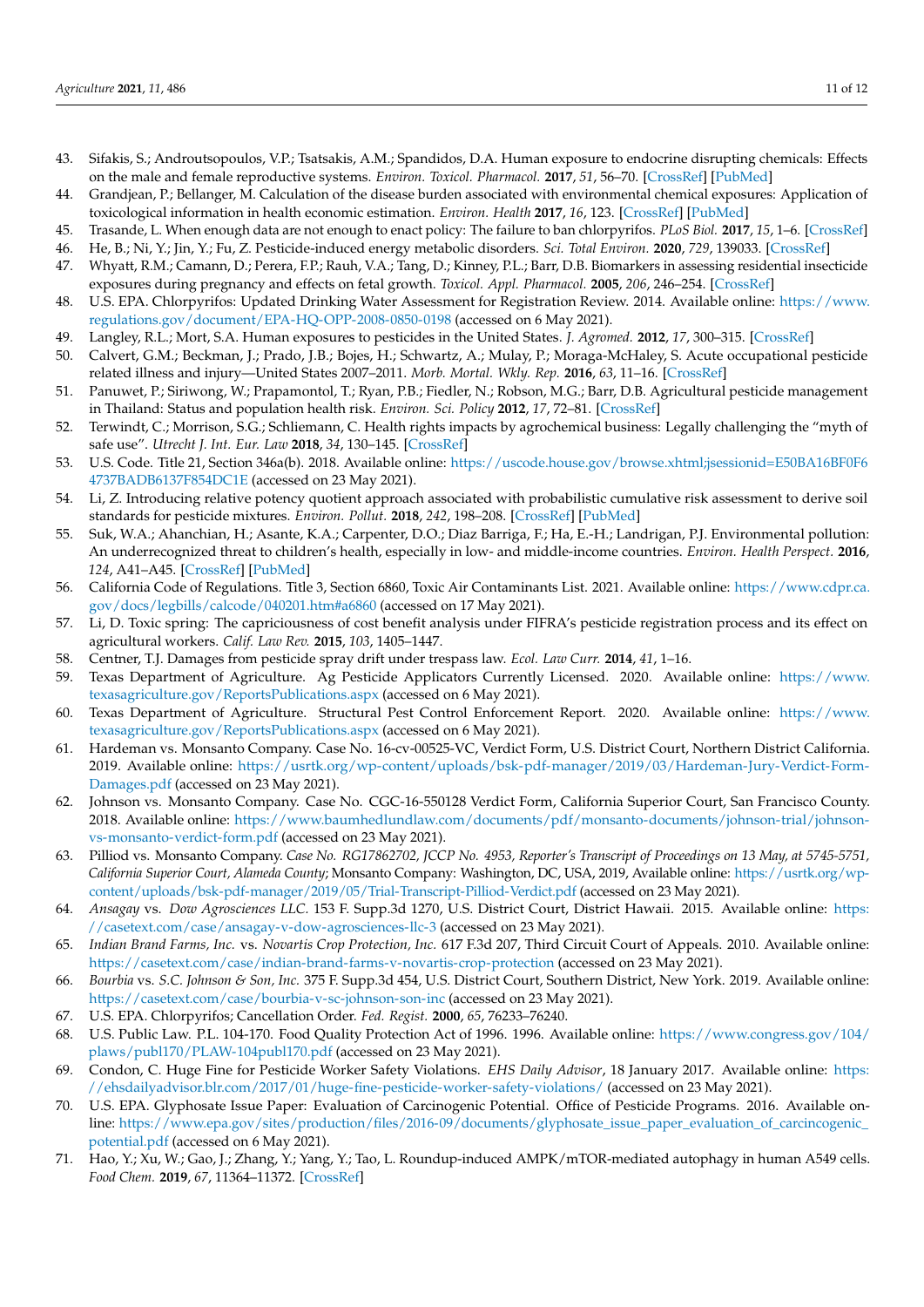43. Sifakis, S.; Androutsopoulos, V.P.; Tsatsakis, A.M.; Spandidos, D.A. Human exposure to endocrine disrupting chemicals: Effects on the male and female reproductive systems. *Environ. Toxicol. Pharmacol.* **2017**, *51*, 56–70. [CrossRef] [PubMed]
44. Grandjean, P.; Bellanger, M. Calculation of the disease burden associated with environmental chemical exposures: Application of toxicological information in health economic estimation. *Environ. Health* **2017**, *16*, 123. [CrossRef] [PubMed]
45. Trasande, L. When enough data are not enough to enact policy: The failure to ban chlorpyrifos. *PLoS Biol.* **2017**, *15*, 1–6. [CrossRef]
46. He, B.; Ni, Y.; Jin, Y.; Fu, Z. Pesticide-induced energy metabolic disorders. *Sci. Total Environ.* **2020**, *729*, 139033. [CrossRef]
47. Whyatt, R.M.; Camann, D.; Perera, F.P.; Rauh, V.A.; Tang, D.; Kinney, P.L.; Barr, D.B. Biomarkers in assessing residential insecticide exposures during pregnancy and effects on fetal growth. *Toxicol. Appl. Pharmacol.* **2005**, *206*, 246–254. [CrossRef]
48. U.S. EPA. Chlorpyrifos: Updated Drinking Water Assessment for Registration Review. 2014. Available online: https://www.regulations.gov/document/EPA-HQ-OPP-2008-0850-0198 (accessed on 6 May 2021).
49. Langley, R.L.; Mort, S.A. Human exposures to pesticides in the United States. *J. Agromed.* **2012**, *17*, 300–315. [CrossRef]
50. Calvert, G.M.; Beckman, J.; Prado, J.B.; Bojes, H.; Schwartz, A.; Mulay, P.; Moraga-McHaley, S. Acute occupational pesticide related illness and injury—United States 2007–2011. *Morb. Mortal. Wkly. Rep.* **2016**, *63*, 11–16. [CrossRef]
51. Panuwet, P.; Siriwong, W.; Prapamontol, T.; Ryan, P.B.; Fiedler, N.; Robson, M.G.; Barr, D.B. Agricultural pesticide management in Thailand: Status and population health risk. *Environ. Sci. Policy* **2012**, *17*, 72–81. [CrossRef]
52. Terwindt, C.; Morrison, S.G.; Schliemann, C. Health rights impacts by agrochemical business: Legally challenging the "myth of safe use". *Utrecht J. Int. Eur. Law* **2018**, *34*, 130–145. [CrossRef]
53. U.S. Code. Title 21, Section 346a(b). 2018. Available online: https://uscode.house.gov/browse.xhtml;jsessionid=E50BA16BF0F64737BADB6137F854DC1E (accessed on 23 May 2021).
54. Li, Z. Introducing relative potency quotient approach associated with probabilistic cumulative risk assessment to derive soil standards for pesticide mixtures. *Environ. Pollut.* **2018**, *242*, 198–208. [CrossRef] [PubMed]
55. Suk, W.A.; Ahanchian, H.; Asante, K.A.; Carpenter, D.O.; Diaz Barriga, F.; Ha, E.-H.; Landrigan, P.J. Environmental pollution: An underrecognized threat to children's health, especially in low- and middle-income countries. *Environ. Health Perspect.* **2016**, *124*, A41–A45. [CrossRef] [PubMed]
56. California Code of Regulations. Title 3, Section 6860, Toxic Air Contaminants List. 2021. Available online: https://www.cdpr.ca.gov/docs/legbills/calcode/040201.htm#a6860 (accessed on 17 May 2021).
57. Li, D. Toxic spring: The capriciousness of cost benefit analysis under FIFRA's pesticide registration process and its effect on agricultural workers. *Calif. Law Rev.* **2015**, *103*, 1405–1447.
58. Centner, T.J. Damages from pesticide spray drift under trespass law. *Ecol. Law Curr.* **2014**, *41*, 1–16.
59. Texas Department of Agriculture. Ag Pesticide Applicators Currently Licensed. 2020. Available online: https://www.texasagriculture.gov/ReportsPublications.aspx (accessed on 6 May 2021).
60. Texas Department of Agriculture. Structural Pest Control Enforcement Report. 2020. Available online: https://www.texasagriculture.gov/ReportsPublications.aspx (accessed on 6 May 2021).
61. Hardeman vs. Monsanto Company. Case No. 16-cv-00525-VC, Verdict Form, U.S. District Court, Northern District California. 2019. Available online: https://usrtk.org/wp-content/uploads/bsk-pdf-manager/2019/03/Hardeman-Jury-Verdict-Form-Damages.pdf (accessed on 23 May 2021).
62. Johnson vs. Monsanto Company. Case No. CGC-16-550128 Verdict Form, California Superior Court, San Francisco County. 2018. Available online: https://www.baumhedlundlaw.com/documents/pdf/monsanto-documents/johnson-trial/johnson-vs-monsanto-verdict-form.pdf (accessed on 23 May 2021).
63. Pilliod vs. Monsanto Company. *Case No. RG17862702, JCCP No. 4953, Reporter's Transcript of Proceedings on 13 May, at 5745-5751, California Superior Court, Alameda County*; Monsanto Company: Washington, DC, USA, 2019, Available online: https://usrtk.org/wp-content/uploads/bsk-pdf-manager/2019/05/Trial-Transcript-Pilliod-Verdict.pdf (accessed on 23 May 2021).
64. *Ansagay* vs. *Dow Agrosciences LLC.* 153 F. Supp.3d 1270, U.S. District Court, District Hawaii. 2015. Available online: https://casetext.com/case/ansagay-v-dow-agrosciences-llc-3 (accessed on 23 May 2021).
65. *Indian Brand Farms, Inc.* vs. *Novartis Crop Protection, Inc.* 617 F.3d 207, Third Circuit Court of Appeals. 2010. Available online: https://casetext.com/case/indian-brand-farms-v-novartis-crop-protection (accessed on 23 May 2021).
66. *Bourbia* vs. *S.C. Johnson & Son, Inc.* 375 F. Supp.3d 454, U.S. District Court, Southern District, New York. 2019. Available online: https://casetext.com/case/bourbia-v-sc-johnson-son-inc (accessed on 23 May 2021).
67. U.S. EPA. Chlorpyrifos; Cancellation Order. *Fed. Regist.* **2000**, *65*, 76233–76240.
68. U.S. Public Law. P.L. 104-170. Food Quality Protection Act of 1996. 1996. Available online: https://www.congress.gov/104/plaws/publ170/PLAW-104publ170.pdf (accessed on 23 May 2021).
69. Condon, C. Huge Fine for Pesticide Worker Safety Violations. *EHS Daily Advisor*, 18 January 2017. Available online: https://ehsdailyadvisor.blr.com/2017/01/huge-fine-pesticide-worker-safety-violations/ (accessed on 23 May 2021).
70. U.S. EPA. Glyphosate Issue Paper: Evaluation of Carcinogenic Potential. Office of Pesticide Programs. 2016. Available online: https://www.epa.gov/sites/production/files/2016-09/documents/glyphosate_issue_paper_evaluation_of_carcincogenic_potential.pdf (accessed on 6 May 2021).
71. Hao, Y.; Xu, W.; Gao, J.; Zhang, Y.; Yang, Y.; Tao, L. Roundup-induced AMPK/mTOR-mediated autophagy in human A549 cells. *Food Chem.* **2019**, *67*, 11364–11372. [CrossRef]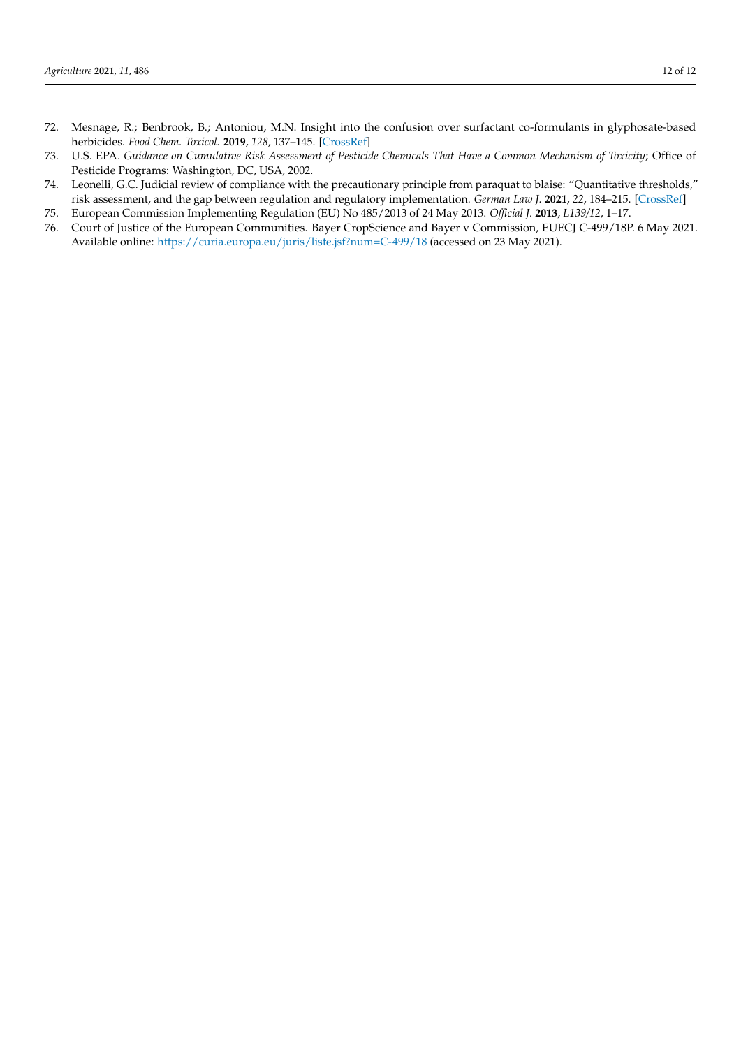72. Mesnage, R.; Benbrook, B.; Antoniou, M.N. Insight into the confusion over surfactant co-formulants in glyphosate-based herbicides. *Food Chem. Toxicol.* **2019**, *128*, 137–145. [CrossRef]
73. U.S. EPA. *Guidance on Cumulative Risk Assessment of Pesticide Chemicals That Have a Common Mechanism of Toxicity*; Office of Pesticide Programs: Washington, DC, USA, 2002.
74. Leonelli, G.C. Judicial review of compliance with the precautionary principle from paraquat to blaise: "Quantitative thresholds," risk assessment, and the gap between regulation and regulatory implementation. *German Law J.* **2021**, *22*, 184–215. [CrossRef]
75. European Commission Implementing Regulation (EU) No 485/2013 of 24 May 2013. *Official J.* **2013**, *L139/12*, 1–17.
76. Court of Justice of the European Communities. Bayer CropScience and Bayer v Commission, EUECJ C-499/18P. 6 May 2021. Available online: https://curia.europa.eu/juris/liste.jsf?num=C-499/18 (accessed on 23 May 2021).